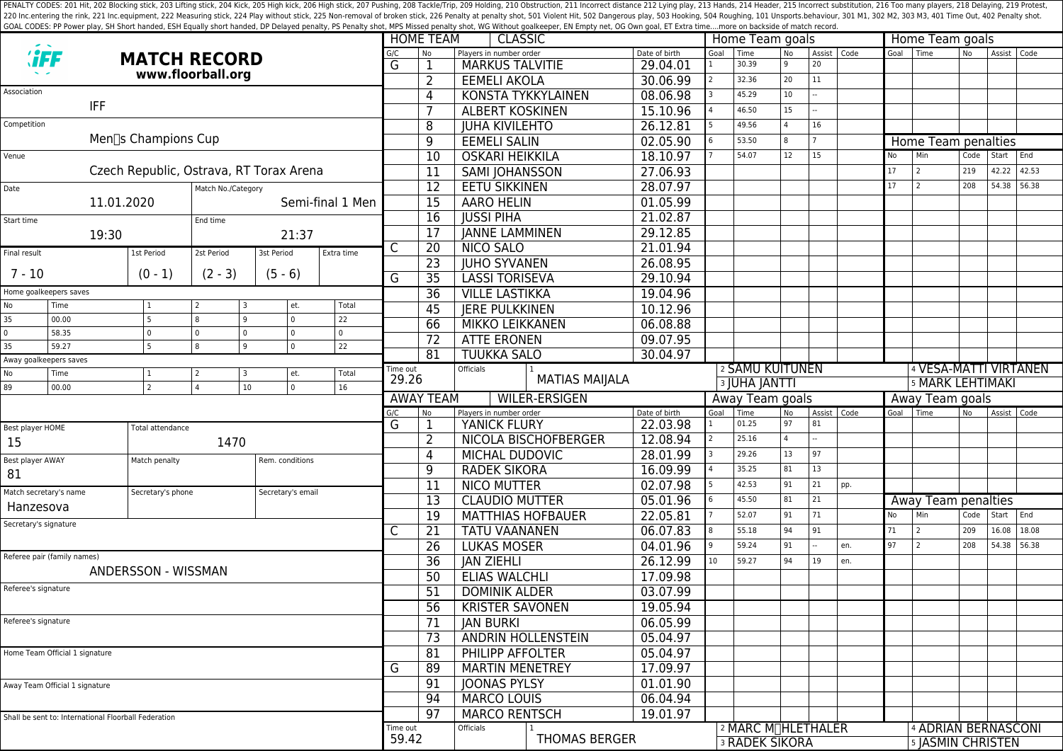PENALTY CODES: 201 Hit, 202 Blocking stick, 203 Lifting stick, 204 Kick, 205 High kick, 206 High stick, 207 Pushing, 208 Tackle/Trip, 209 Holding, 210 Obstruction, 211 Incorrect distance 212 Lying play, 213 Hands, 214 Header, 215 Incorrect substitution, 216 Too many players, 218 Delaying, 219 Protest, 220 Inc.entering the rink, 221 Inc.equipment, 222 Measuring stick, 224 Play without stick, 225 Non-removal of broken stick, 226 Penalty at penalty shot, 501 Violent Hit, 502 Dangerous play, 503 Hooking, 504 Roughing, 101 Unsports.behaviour, 301 M1, 302 M2, 303 M3, 401 Time Out, 402 Penalty shot.
GOAL CODES: PP Power play, SH Short handed, ESH Equally short handed, DP Delayed penalty, PS Penalty shot, MPS Missed penalty shot, WG Without goalkeeper, EN Empty net, OG Own goal, ET Extra time....more on backside of match record.

# MATCH RECORD
**www.floorball.org**

| | |
|---|---|
| Association | IFF |
| Competition | Men's Champions Cup |
| Venue | Czech Republic, Ostrava, RT Torax Arena |
| Date | 11.01.2020 |
| Match No./Category | Semi-final 1 Men |
| Start time | 19:30 |
| End time | 21:37 |

| Final result | 1st Period | 2st Period | 3st Period | Extra time |
|---|---|---|---|---|
| 7 - 10 | (0 - 1) | (2 - 3) | (5 - 6) | |

**Home goalkeepers saves**

| No | Time | 1 | 2 | 3 | et. | Total |
|---|---|---|---|---|---|---|
| 35 | 00.00 | 5 | 8 | 9 | 0 | 22 |
| 0 | 58.35 | 0 | 0 | 0 | 0 | 0 |
| 35 | 59.27 | 5 | 8 | 9 | 0 | 22 |

**Away goalkeepers saves**

| No | Time | 1 | 2 | 3 | et. | Total |
|---|---|---|---|---|---|---|
| 89 | 00.00 | 2 | 4 | 10 | 0 | 16 |

| | |
|---|---|
| Best player HOME | 15 |
| Total attendance | 1470 |
| Best player AWAY | 81 |
| Match penalty | |
| Rem. conditions | |
| Match secretary's name | Hanzesova |
| Secretary's phone | |
| Secretary's email | |
| Secretary's signature | |
| Referee pair (family names) | ANDERSSON - WISSMAN |
| Referee's signature | |
| Referee's signature | |
| Home Team Official 1 signature | |
| Away Team Official 1 signature | |

Shall be sent to: International Floorball Federation

## HOME TEAM: CLASSIC

| G/C | No | Players in number order | Date of birth |
|---|---|---|---|
| G | 1 | MARKUS TALVITIE | 29.04.01 |
| | 2 | EEMELI AKOLA | 30.06.99 |
| | 4 | KONSTA TYKKYLAINEN | 08.06.98 |
| | 7 | ALBERT KOSKINEN | 15.10.96 |
| | 8 | JUHA KIVILEHTO | 26.12.81 |
| | 9 | EEMELI SALIN | 02.05.90 |
| | 10 | OSKARI HEIKKILA | 18.10.97 |
| | 11 | SAMI JOHANSSON | 27.06.93 |
| | 12 | EETU SIKKINEN | 28.07.97 |
| | 15 | AARO HELIN | 01.05.99 |
| | 16 | JUSSI PIHA | 21.02.87 |
| | 17 | JANNE LAMMINEN | 29.12.85 |
| C | 20 | NICO SALO | 21.01.94 |
| | 23 | JUHO SYVANEN | 26.08.95 |
| G | 35 | LASSI TORISEVA | 29.10.94 |
| | 36 | VILLE LASTIKKA | 19.04.96 |
| | 45 | JERE PULKKINEN | 10.12.96 |
| | 66 | MIKKO LEIKKANEN | 06.08.88 |
| | 72 | ATTE ERONEN | 09.07.95 |
| | 81 | TUUKKA SALO | 30.04.97 |

Time out: 29.26

Officials: 1 MATIAS MAIJALA, 2 SAMU KUITUNEN, 3 JUHA JANTTI, 4 VESA-MATTI VIRTANEN, 5 MARK LEHTIMAKI

**Home Team goals**

| Goal | Time | No | Assist | Code |
|---|---|---|---|---|
| 1 | 30.39 | 9 | 20 | |
| 2 | 32.36 | 20 | 11 | |
| 3 | 45.29 | 10 | -- | |
| 4 | 46.50 | 15 | -- | |
| 5 | 49.56 | 4 | 16 | |
| 6 | 53.50 | 8 | 7 | |
| 7 | 54.07 | 12 | 15 | |

**Home Team penalties**

| No | Min | Code | Start | End |
|---|---|---|---|---|
| 17 | 2 | 219 | 42.22 | 42.53 |
| 17 | 2 | 208 | 54.38 | 56.38 |

## AWAY TEAM: WILER-ERSIGEN

| G/C | No | Players in number order | Date of birth |
|---|---|---|---|
| G | 1 | YANICK FLURY | 22.03.98 |
| | 2 | NICOLA BISCHOFBERGER | 12.08.94 |
| | 4 | MICHAL DUDOVIC | 28.01.99 |
| | 9 | RADEK SIKORA | 16.09.99 |
| | 11 | NICO MUTTER | 02.07.98 |
| | 13 | CLAUDIO MUTTER | 05.01.96 |
| | 19 | MATTHIAS HOFBAUER | 22.05.81 |
| C | 21 | TATU VAANANEN | 06.07.83 |
| | 26 | LUKAS MOSER | 04.01.96 |
| | 36 | JAN ZIEHLI | 26.12.99 |
| | 50 | ELIAS WALCHLI | 17.09.98 |
| | 51 | DOMINIK ALDER | 03.07.99 |
| | 56 | KRISTER SAVONEN | 19.05.94 |
| | 71 | JAN BURKI | 06.05.99 |
| | 73 | ANDRIN HOLLENSTEIN | 05.04.97 |
| | 81 | PHILIPP AFFOLTER | 05.04.97 |
| G | 89 | MARTIN MENETREY | 17.09.97 |
| | 91 | JOONAS PYLSY | 01.01.90 |
| | 94 | MARCO LOUIS | 06.04.94 |
| | 97 | MARCO RENTSCH | 19.01.97 |

Time out: 59.42

Officials: 1 THOMAS BERGER, 2 MARC MÜHLETHALER, 3 RADEK SIKORA, 4 ADRIAN BERNASCONI, 5 JASMIN CHRISTEN

**Away Team goals**

| Goal | Time | No | Assist | Code |
|---|---|---|---|---|
| 1 | 01.25 | 97 | 81 | |
| 2 | 25.16 | 4 | -- | |
| 3 | 29.26 | 13 | 97 | |
| 4 | 35.25 | 81 | 13 | |
| 5 | 42.53 | 91 | 21 | pp. |
| 6 | 45.50 | 81 | 21 | |
| 7 | 52.07 | 91 | 71 | |
| 8 | 55.18 | 94 | 91 | |
| 9 | 59.24 | 91 | -- | en. |
| 10 | 59.27 | 94 | 19 | en. |

**Away Team penalties**

| No | Min | Code | Start | End |
|---|---|---|---|---|
| 71 | 2 | 209 | 16.08 | 18.08 |
| 97 | 2 | 208 | 54.38 | 56.38 |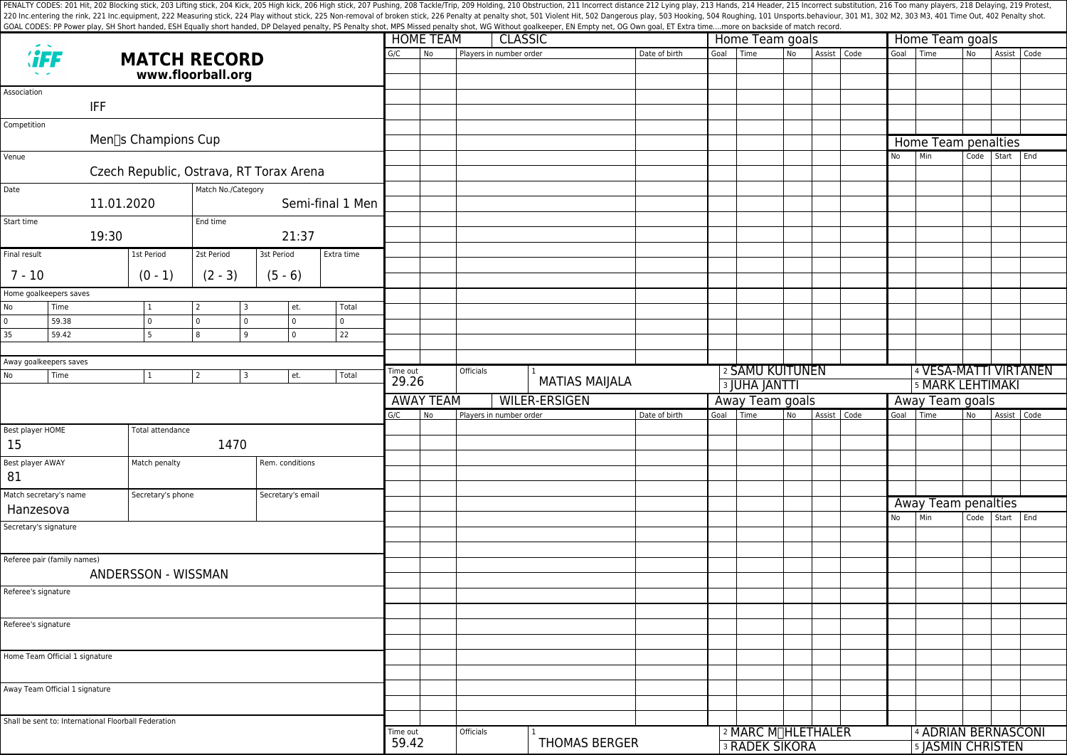PENALTY CODES: 201 Hit, 202 Blocking stick, 203 Lifting stick, 204 Kick, 205 High kick, 206 High stick, 207 Pushing, 208 Tackle/Trip, 209 Holding, 210 Obstruction, 211 Incorrect distance 212 Lying play, 213 Hands, 214 Header, 215 Incorrect substitution, 216 Too many players, 218 Delaying, 219 Protest, 220 Inc.entering the rink, 221 Inc.equipment, 222 Measuring stick, 224 Play without stick, 225 Non-removal of broken stick, 226 Penalty at penalty shot, 501 Violent Hit, 502 Dangerous play, 503 Hooking, 504 Roughing, 101 Unsports.behaviour, 301 M1, 302 M2, 303 M3, 401 Time Out, 402 Penalty shot.
GOAL CODES: PP Power play, SH Short handed, ESH Equally short handed, DP Delayed penalty, PS Penalty shot, MPS Missed penalty shot, WG Without goalkeeper, EN Empty net, OG Own goal, ET Extra time....more on backside of match record.

# MATCH RECORD

**www.floorball.org**

| | |
|---|---|
| Association | IFF |
| Competition | Men□s Champions Cup |
| Venue | Czech Republic, Ostrava, RT Torax Arena |
| Date | 11.01.2020 |
| Match No./Category | Semi-final 1 Men |
| Start time | 19:30 |
| End time | 21:37 |

| Final result | 1st Period | 2st Period | 3st Period | Extra time |
|---|---|---|---|---|
| 7 - 10 | (0 - 1) | (2 - 3) | (5 - 6) | |

Home goalkeepers saves

| No | Time | 1 | 2 | 3 | et. | Total |
|---|---|---|---|---|---|---|
| 0 | 59.38 | 0 | 0 | 0 | 0 | 0 |
| 35 | 59.42 | 5 | 8 | 9 | 0 | 22 |

Away goalkeepers saves

| No | Time | 1 | 2 | 3 | et. | Total |
|---|---|---|---|---|---|---|
| | | | | | | |

| | |
|---|---|
| Best player HOME | 15 |
| Best player AWAY | 81 |
| Total attendance | 1470 |
| Match penalty | |
| Rem. conditions | |
| Match secretary's name | Hanzesova |
| Secretary's phone | |
| Secretary's email | |
| Secretary's signature | |
| Referee pair (family names) | ANDERSSON - WISSMAN |
| Referee's signature | |
| Referee's signature | |
| Home Team Official 1 signature | |
| Away Team Official 1 signature | |

Shall be sent to: International Floorball Federation

## HOME TEAM: CLASSIC

| G/C | No | Players in number order | Date of birth |
|---|---|---|---|
| | | | |

Home Team goals

| Goal | Time | No | Assist | Code |
|---|---|---|---|---|
| | | | | |

Home Team penalties

| No | Min | Code | Start | End |
|---|---|---|---|---|
| | | | | |

Time out: 29.26

Officials:
1. MATIAS MAIJALA
2. SAMU KUITUNEN
3. JUHA JANTTI
4. VESA-MATTI VIRTANEN
5. MARK LEHTIMAKI

## AWAY TEAM: WILER-ERSIGEN

| G/C | No | Players in number order | Date of birth |
|---|---|---|---|
| | | | |

Away Team goals

| Goal | Time | No | Assist | Code |
|---|---|---|---|---|
| | | | | |

Away Team penalties

| No | Min | Code | Start | End |
|---|---|---|---|---|
| | | | | |

Time out: 59.42

Officials:
1. THOMAS BERGER
2. MARC M□HLETHALER
3. RADEK SIKORA
4. ADRIAN BERNASCONI
5. JASMIN CHRISTEN